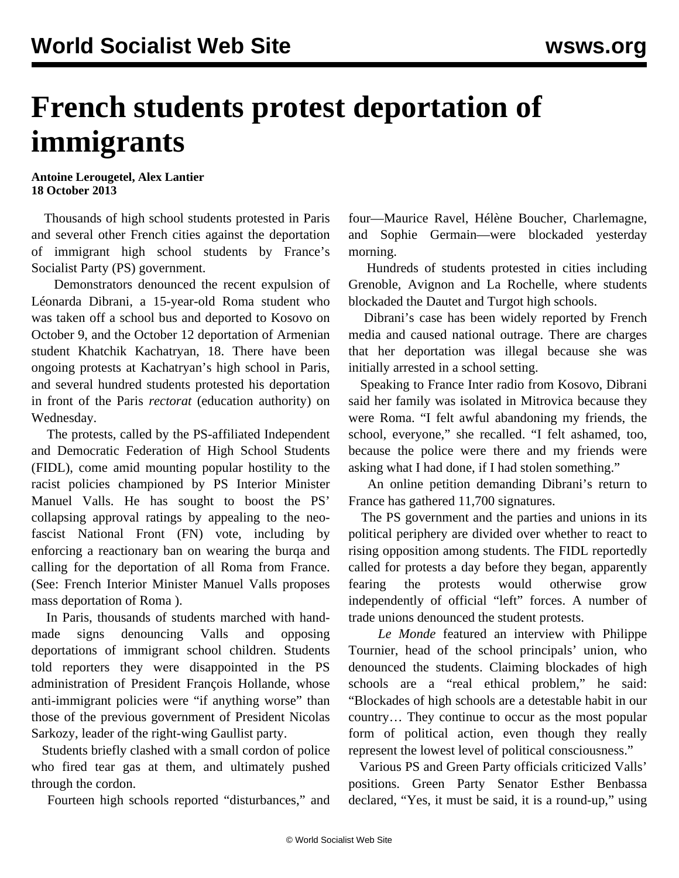# French students protest deportation of immigrants

**Antoine Lerougetel, Alex Lantier**
**18 October 2013**

Thousands of high school students protested in Paris and several other French cities against the deportation of immigrant high school students by France's Socialist Party (PS) government.

Demonstrators denounced the recent expulsion of Léonarda Dibrani, a 15-year-old Roma student who was taken off a school bus and deported to Kosovo on October 9, and the October 12 deportation of Armenian student Khatchik Kachatryan, 18. There have been ongoing protests at Kachatryan's high school in Paris, and several hundred students protested his deportation in front of the Paris *rectorat* (education authority) on Wednesday.

The protests, called by the PS-affiliated Independent and Democratic Federation of High School Students (FIDL), come amid mounting popular hostility to the racist policies championed by PS Interior Minister Manuel Valls. He has sought to boost the PS' collapsing approval ratings by appealing to the neo-fascist National Front (FN) vote, including by enforcing a reactionary ban on wearing the burqa and calling for the deportation of all Roma from France. (See: French Interior Minister Manuel Valls proposes mass deportation of Roma ).

In Paris, thousands of students marched with hand-made signs denouncing Valls and opposing deportations of immigrant school children. Students told reporters they were disappointed in the PS administration of President François Hollande, whose anti-immigrant policies were "if anything worse" than those of the previous government of President Nicolas Sarkozy, leader of the right-wing Gaullist party.

Students briefly clashed with a small cordon of police who fired tear gas at them, and ultimately pushed through the cordon.

Fourteen high schools reported "disturbances," and four—Maurice Ravel, Hélène Boucher, Charlemagne, and Sophie Germain—were blockaded yesterday morning.

Hundreds of students protested in cities including Grenoble, Avignon and La Rochelle, where students blockaded the Dautet and Turgot high schools.

Dibrani's case has been widely reported by French media and caused national outrage. There are charges that her deportation was illegal because she was initially arrested in a school setting.

Speaking to France Inter radio from Kosovo, Dibrani said her family was isolated in Mitrovica because they were Roma. "I felt awful abandoning my friends, the school, everyone," she recalled. "I felt ashamed, too, because the police were there and my friends were asking what I had done, if I had stolen something."

An online petition demanding Dibrani's return to France has gathered 11,700 signatures.

The PS government and the parties and unions in its political periphery are divided over whether to react to rising opposition among students. The FIDL reportedly called for protests a day before they began, apparently fearing the protests would otherwise grow independently of official "left" forces. A number of trade unions denounced the student protests.

*Le Monde* featured an interview with Philippe Tournier, head of the school principals' union, who denounced the students. Claiming blockades of high schools are a "real ethical problem," he said: "Blockades of high schools are a detestable habit in our country… They continue to occur as the most popular form of political action, even though they really represent the lowest level of political consciousness."

Various PS and Green Party officials criticized Valls' positions. Green Party Senator Esther Benbassa declared, "Yes, it must be said, it is a round-up," using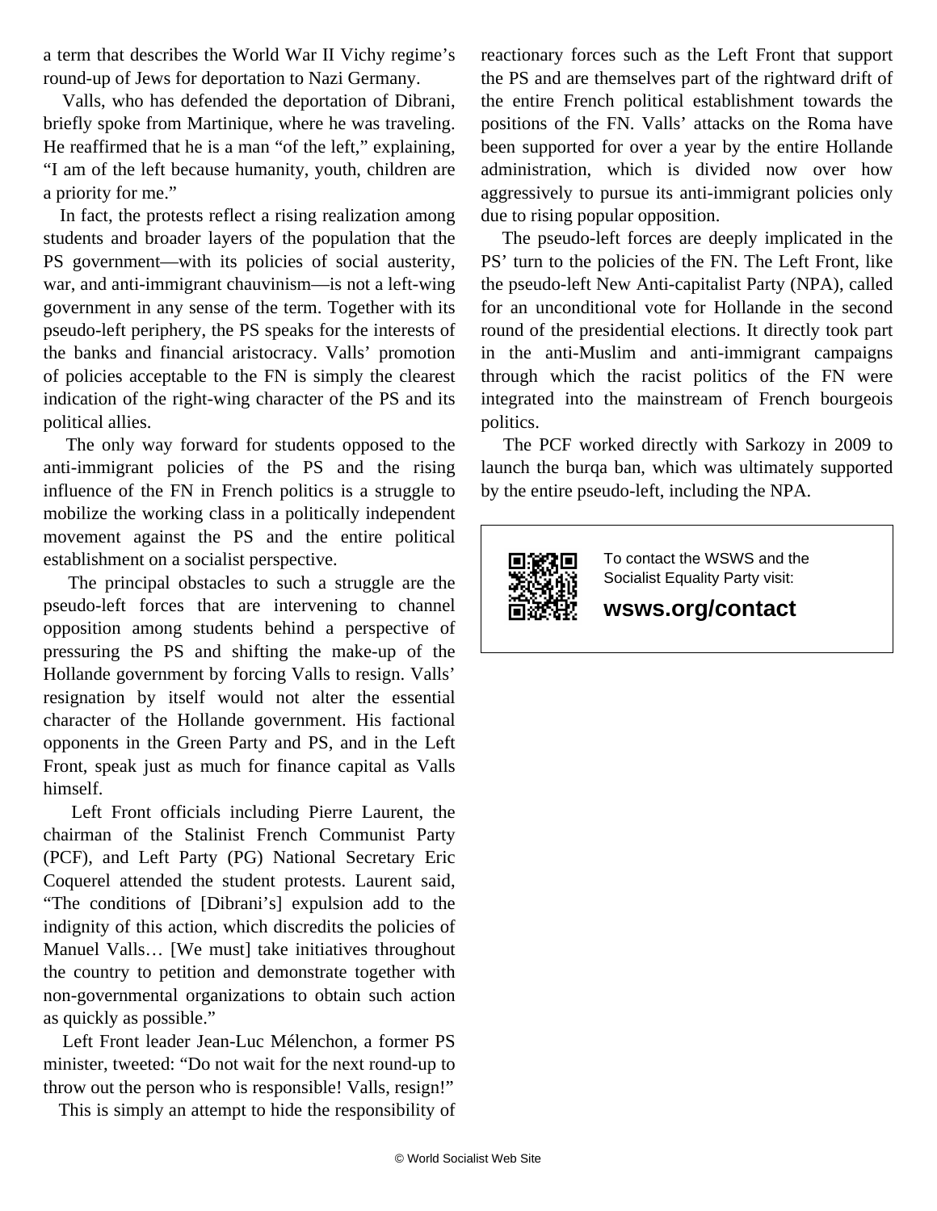a term that describes the World War II Vichy regime's round-up of Jews for deportation to Nazi Germany.

Valls, who has defended the deportation of Dibrani, briefly spoke from Martinique, where he was traveling. He reaffirmed that he is a man "of the left," explaining, "I am of the left because humanity, youth, children are a priority for me."

In fact, the protests reflect a rising realization among students and broader layers of the population that the PS government—with its policies of social austerity, war, and anti-immigrant chauvinism—is not a left-wing government in any sense of the term. Together with its pseudo-left periphery, the PS speaks for the interests of the banks and financial aristocracy. Valls' promotion of policies acceptable to the FN is simply the clearest indication of the right-wing character of the PS and its political allies.

The only way forward for students opposed to the anti-immigrant policies of the PS and the rising influence of the FN in French politics is a struggle to mobilize the working class in a politically independent movement against the PS and the entire political establishment on a socialist perspective.

The principal obstacles to such a struggle are the pseudo-left forces that are intervening to channel opposition among students behind a perspective of pressuring the PS and shifting the make-up of the Hollande government by forcing Valls to resign. Valls' resignation by itself would not alter the essential character of the Hollande government. His factional opponents in the Green Party and PS, and in the Left Front, speak just as much for finance capital as Valls himself.

Left Front officials including Pierre Laurent, the chairman of the Stalinist French Communist Party (PCF), and Left Party (PG) National Secretary Eric Coquerel attended the student protests. Laurent said, "The conditions of [Dibrani's] expulsion add to the indignity of this action, which discredits the policies of Manuel Valls… [We must] take initiatives throughout the country to petition and demonstrate together with non-governmental organizations to obtain such action as quickly as possible."

Left Front leader Jean-Luc Mélenchon, a former PS minister, tweeted: "Do not wait for the next round-up to throw out the person who is responsible! Valls, resign!"

This is simply an attempt to hide the responsibility of reactionary forces such as the Left Front that support the PS and are themselves part of the rightward drift of the entire French political establishment towards the positions of the FN. Valls' attacks on the Roma have been supported for over a year by the entire Hollande administration, which is divided now over how aggressively to pursue its anti-immigrant policies only due to rising popular opposition.

The pseudo-left forces are deeply implicated in the PS' turn to the policies of the FN. The Left Front, like the pseudo-left New Anti-capitalist Party (NPA), called for an unconditional vote for Hollande in the second round of the presidential elections. It directly took part in the anti-Muslim and anti-immigrant campaigns through which the racist politics of the FN were integrated into the mainstream of French bourgeois politics.

The PCF worked directly with Sarkozy in 2009 to launch the burqa ban, which was ultimately supported by the entire pseudo-left, including the NPA.

To contact the WSWS and the Socialist Equality Party visit:

**wsws.org/contact**